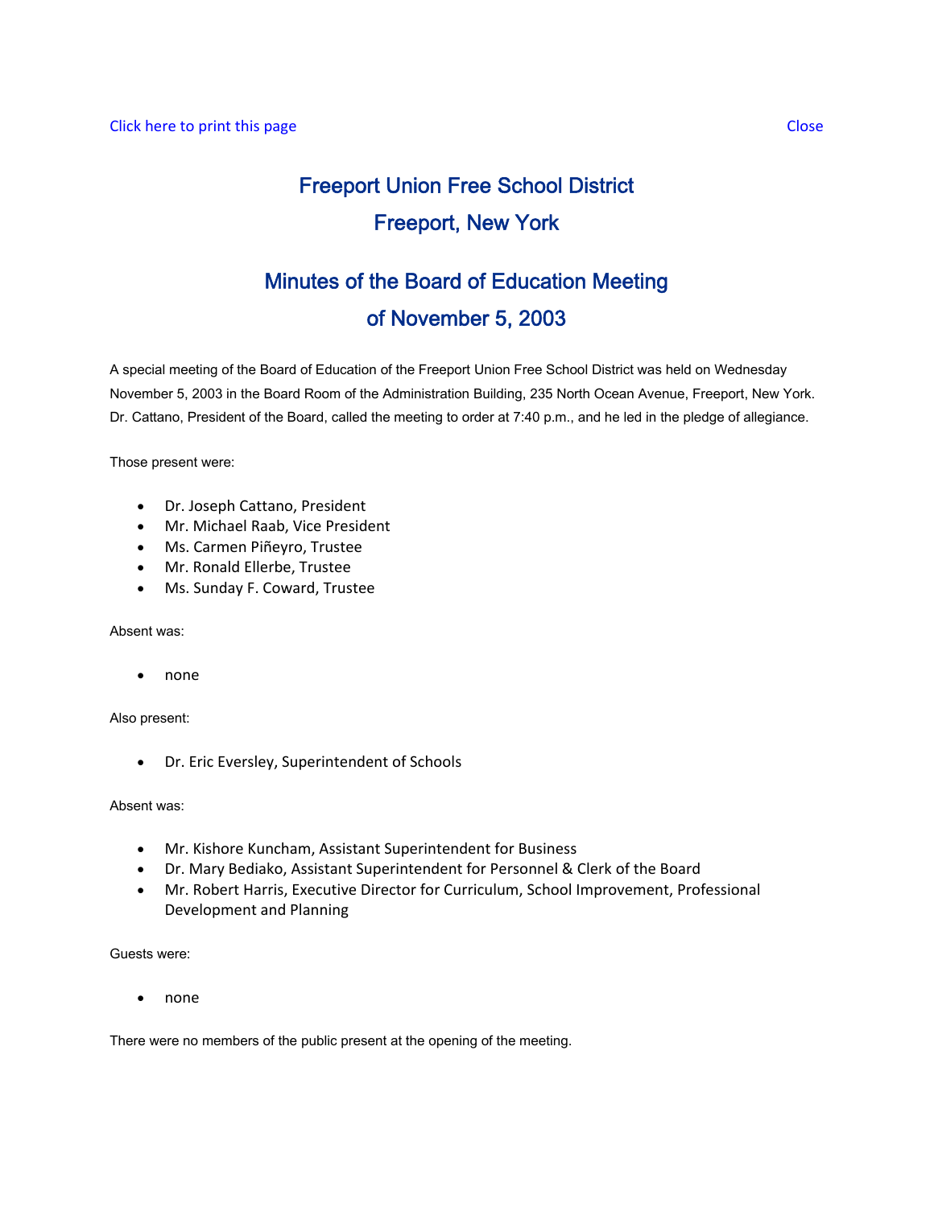Click here to print this page Close

# Freeport Union Free School District
# Freeport, New York

## Minutes of the Board of Education Meeting
## of November 5, 2003

A special meeting of the Board of Education of the Freeport Union Free School District was held on Wednesday November 5, 2003 in the Board Room of the Administration Building, 235 North Ocean Avenue, Freeport, New York. Dr. Cattano, President of the Board, called the meeting to order at 7:40 p.m., and he led in the pledge of allegiance.

Those present were:

- Dr. Joseph Cattano, President
- Mr. Michael Raab, Vice President
- Ms. Carmen Piñeyro, Trustee
- Mr. Ronald Ellerbe, Trustee
- Ms. Sunday F. Coward, Trustee

Absent was:

- none

Also present:

- Dr. Eric Eversley, Superintendent of Schools

Absent was:

- Mr. Kishore Kuncham, Assistant Superintendent for Business
- Dr. Mary Bediako, Assistant Superintendent for Personnel & Clerk of the Board
- Mr. Robert Harris, Executive Director for Curriculum, School Improvement, Professional Development and Planning

Guests were:

- none

There were no members of the public present at the opening of the meeting.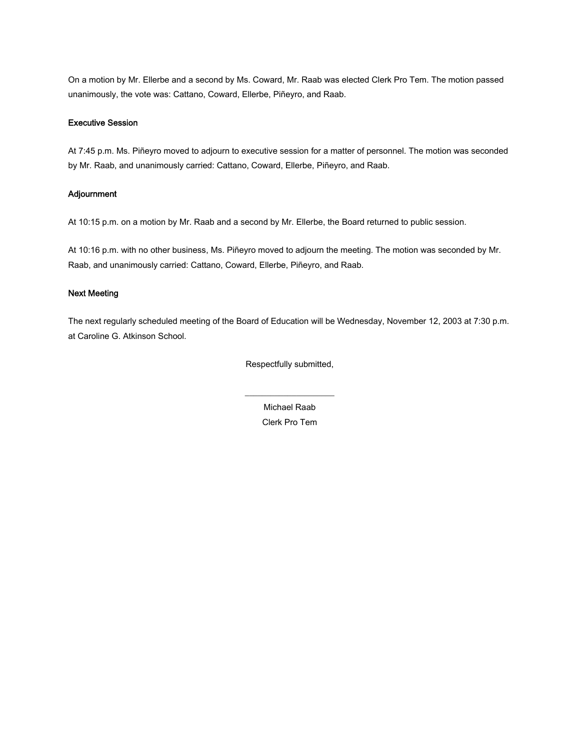On a motion by Mr. Ellerbe and a second by Ms. Coward, Mr. Raab was elected Clerk Pro Tem. The motion passed unanimously, the vote was: Cattano, Coward, Ellerbe, Piñeyro, and Raab.

**Executive Session**

At 7:45 p.m. Ms. Piñeyro moved to adjourn to executive session for a matter of personnel. The motion was seconded by Mr. Raab, and unanimously carried: Cattano, Coward, Ellerbe, Piñeyro, and Raab.

**Adjournment**

At 10:15 p.m. on a motion by Mr. Raab and a second by Mr. Ellerbe, the Board returned to public session.

At 10:16 p.m. with no other business, Ms. Piñeyro moved to adjourn the meeting. The motion was seconded by Mr. Raab, and unanimously carried: Cattano, Coward, Ellerbe, Piñeyro, and Raab.

**Next Meeting**

The next regularly scheduled meeting of the Board of Education will be Wednesday, November 12, 2003 at 7:30 p.m. at Caroline G. Atkinson School.

Respectfully submitted,

\_\_\_\_\_\_\_\_\_\_\_\_\_\_\_\_\_\_\_\_

Michael Raab
Clerk Pro Tem